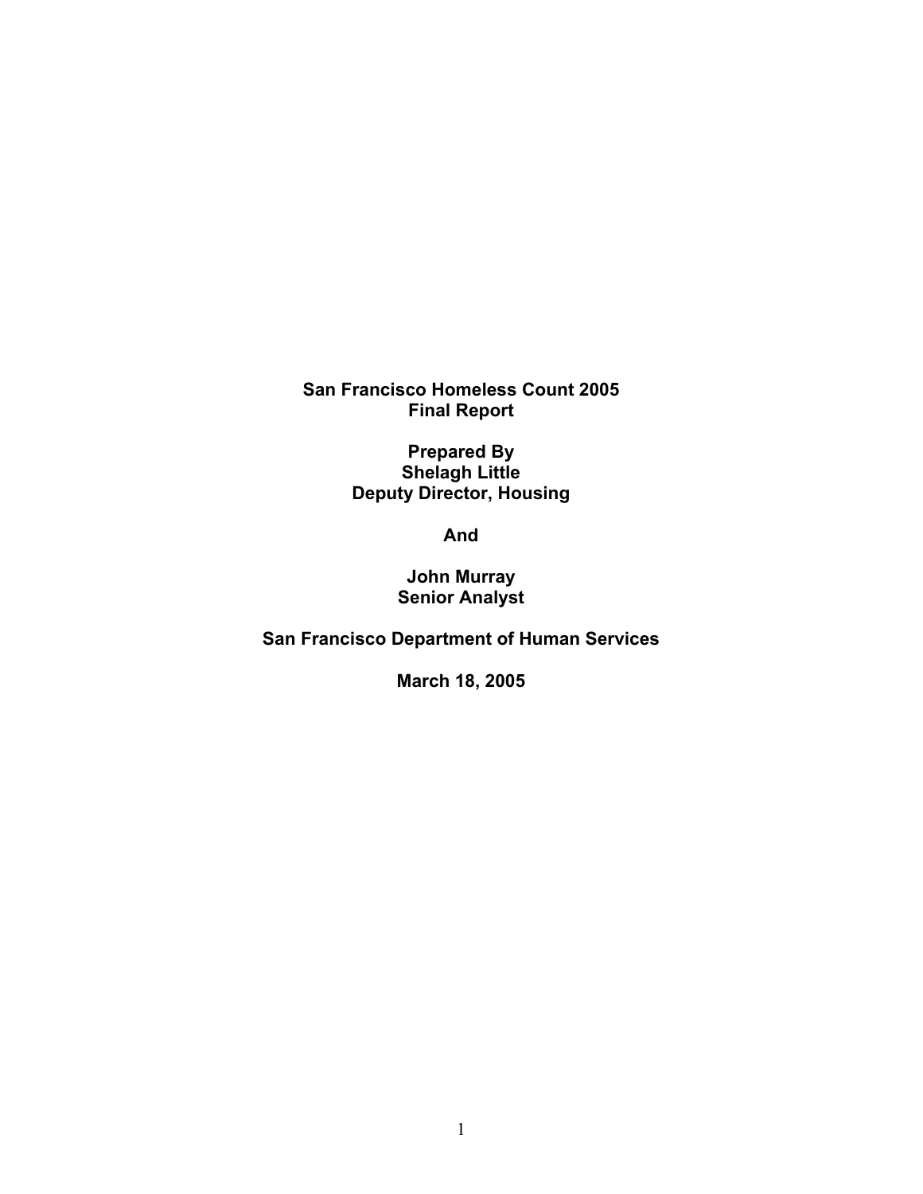# San Francisco Homeless Count 2005
# Final Report

**Prepared By**
**Shelagh Little**
**Deputy Director, Housing**

**And**

**John Murray**
**Senior Analyst**

**San Francisco Department of Human Services**

**March 18, 2005**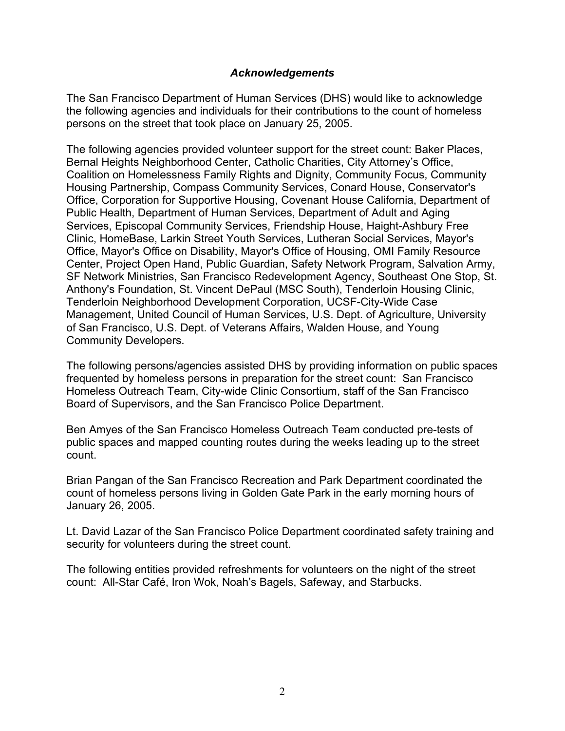## *Acknowledgements*

The San Francisco Department of Human Services (DHS) would like to acknowledge the following agencies and individuals for their contributions to the count of homeless persons on the street that took place on January 25, 2005.

The following agencies provided volunteer support for the street count: Baker Places, Bernal Heights Neighborhood Center, Catholic Charities, City Attorney's Office, Coalition on Homelessness Family Rights and Dignity, Community Focus, Community Housing Partnership, Compass Community Services, Conard House, Conservator's Office, Corporation for Supportive Housing, Covenant House California, Department of Public Health, Department of Human Services, Department of Adult and Aging Services, Episcopal Community Services, Friendship House, Haight-Ashbury Free Clinic, HomeBase, Larkin Street Youth Services, Lutheran Social Services, Mayor's Office, Mayor's Office on Disability, Mayor's Office of Housing, OMI Family Resource Center, Project Open Hand, Public Guardian, Safety Network Program, Salvation Army, SF Network Ministries, San Francisco Redevelopment Agency, Southeast One Stop, St. Anthony's Foundation, St. Vincent DePaul (MSC South), Tenderloin Housing Clinic, Tenderloin Neighborhood Development Corporation, UCSF-City-Wide Case Management, United Council of Human Services, U.S. Dept. of Agriculture, University of San Francisco, U.S. Dept. of Veterans Affairs, Walden House, and Young Community Developers.

The following persons/agencies assisted DHS by providing information on public spaces frequented by homeless persons in preparation for the street count: San Francisco Homeless Outreach Team, City-wide Clinic Consortium, staff of the San Francisco Board of Supervisors, and the San Francisco Police Department.

Ben Amyes of the San Francisco Homeless Outreach Team conducted pre-tests of public spaces and mapped counting routes during the weeks leading up to the street count.

Brian Pangan of the San Francisco Recreation and Park Department coordinated the count of homeless persons living in Golden Gate Park in the early morning hours of January 26, 2005.

Lt. David Lazar of the San Francisco Police Department coordinated safety training and security for volunteers during the street count.

The following entities provided refreshments for volunteers on the night of the street count: All-Star Café, Iron Wok, Noah's Bagels, Safeway, and Starbucks.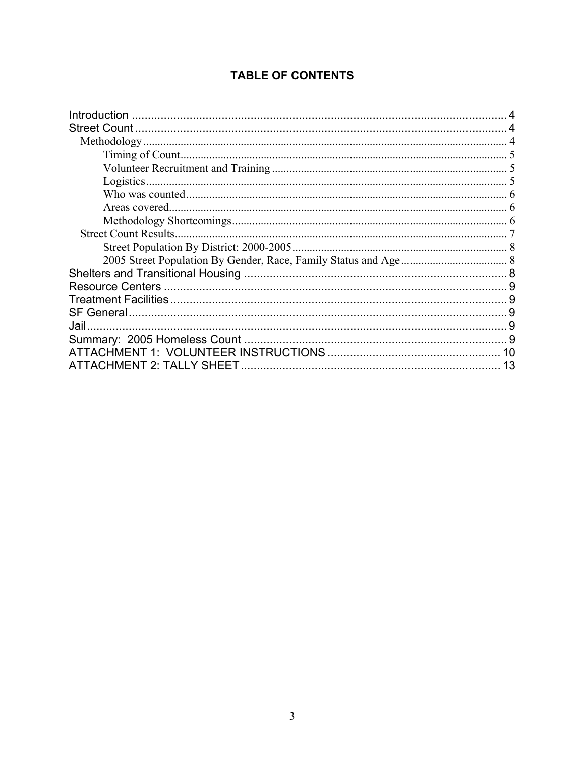# TABLE OF CONTENTS

Introduction ..................................................................................................................... 4
Street Count ..................................................................................................................... 4
    Methodology ................................................................................................................. 4
        Timing of Count ...................................................................................................... 5
        Volunteer Recruitment and Training ....................................................................... 5
        Logistics ................................................................................................................. 5
        Who was counted ................................................................................................... 6
        Areas covered ......................................................................................................... 6
        Methodology Shortcomings ..................................................................................... 6
    Street Count Results ....................................................................................................... 7
        Street Population By District: 2000-2005 ................................................................ 8
        2005 Street Population By Gender, Race, Family Status and Age ............................ 8
Shelters and Transitional Housing .................................................................................... 8
Resource Centers ............................................................................................................. 9
Treatment Facilities .......................................................................................................... 9
SF General ....................................................................................................................... 9
Jail ................................................................................................................................... 9
Summary: 2005 Homeless Count ..................................................................................... 9
ATTACHMENT 1: VOLUNTEER INSTRUCTIONS ........................................................ 10
ATTACHMENT 2: TALLY SHEET .................................................................................. 13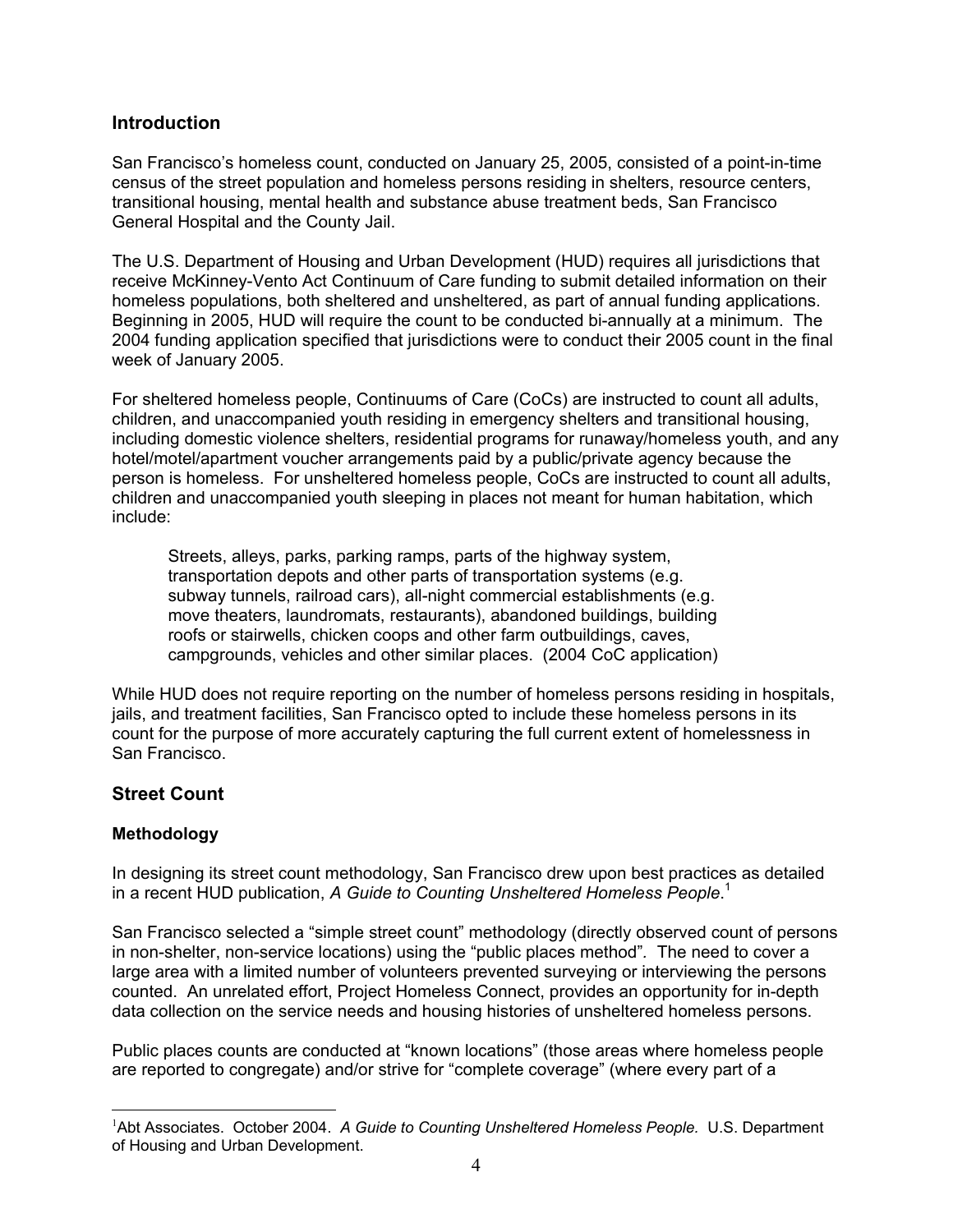## Introduction

San Francisco's homeless count, conducted on January 25, 2005, consisted of a point-in-time census of the street population and homeless persons residing in shelters, resource centers, transitional housing, mental health and substance abuse treatment beds, San Francisco General Hospital and the County Jail.

The U.S. Department of Housing and Urban Development (HUD) requires all jurisdictions that receive McKinney-Vento Act Continuum of Care funding to submit detailed information on their homeless populations, both sheltered and unsheltered, as part of annual funding applications. Beginning in 2005, HUD will require the count to be conducted bi-annually at a minimum. The 2004 funding application specified that jurisdictions were to conduct their 2005 count in the final week of January 2005.

For sheltered homeless people, Continuums of Care (CoCs) are instructed to count all adults, children, and unaccompanied youth residing in emergency shelters and transitional housing, including domestic violence shelters, residential programs for runaway/homeless youth, and any hotel/motel/apartment voucher arrangements paid by a public/private agency because the person is homeless. For unsheltered homeless people, CoCs are instructed to count all adults, children and unaccompanied youth sleeping in places not meant for human habitation, which include:

> Streets, alleys, parks, parking ramps, parts of the highway system, transportation depots and other parts of transportation systems (e.g. subway tunnels, railroad cars), all-night commercial establishments (e.g. move theaters, laundromats, restaurants), abandoned buildings, building roofs or stairwells, chicken coops and other farm outbuildings, caves, campgrounds, vehicles and other similar places. (2004 CoC application)

While HUD does not require reporting on the number of homeless persons residing in hospitals, jails, and treatment facilities, San Francisco opted to include these homeless persons in its count for the purpose of more accurately capturing the full current extent of homelessness in San Francisco.

## Street Count

### Methodology

In designing its street count methodology, San Francisco drew upon best practices as detailed in a recent HUD publication, *A Guide to Counting Unsheltered Homeless People*.[1]

San Francisco selected a "simple street count" methodology (directly observed count of persons in non-shelter, non-service locations) using the "public places method". The need to cover a large area with a limited number of volunteers prevented surveying or interviewing the persons counted. An unrelated effort, Project Homeless Connect, provides an opportunity for in-depth data collection on the service needs and housing histories of unsheltered homeless persons.

Public places counts are conducted at "known locations" (those areas where homeless people are reported to congregate) and/or strive for "complete coverage" (where every part of a

---

[1] Abt Associates. October 2004. *A Guide to Counting Unsheltered Homeless People.* U.S. Department of Housing and Urban Development.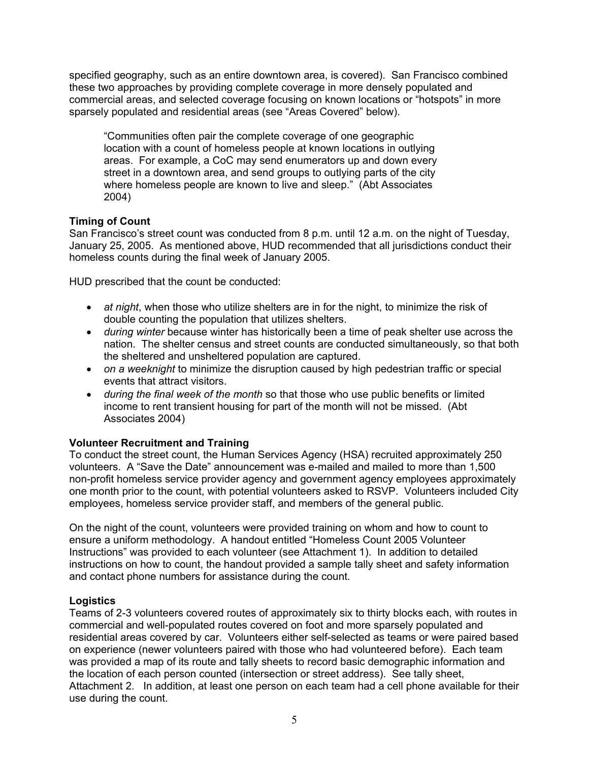specified geography, such as an entire downtown area, is covered). San Francisco combined these two approaches by providing complete coverage in more densely populated and commercial areas, and selected coverage focusing on known locations or "hotspots" in more sparsely populated and residential areas (see "Areas Covered" below).

> "Communities often pair the complete coverage of one geographic location with a count of homeless people at known locations in outlying areas. For example, a CoC may send enumerators up and down every street in a downtown area, and send groups to outlying parts of the city where homeless people are known to live and sleep." (Abt Associates 2004)

**Timing of Count**

San Francisco's street count was conducted from 8 p.m. until 12 a.m. on the night of Tuesday, January 25, 2005. As mentioned above, HUD recommended that all jurisdictions conduct their homeless counts during the final week of January 2005.

HUD prescribed that the count be conducted:

- *at night*, when those who utilize shelters are in for the night, to minimize the risk of double counting the population that utilizes shelters.
- *during winter* because winter has historically been a time of peak shelter use across the nation. The shelter census and street counts are conducted simultaneously, so that both the sheltered and unsheltered population are captured.
- *on a weeknight* to minimize the disruption caused by high pedestrian traffic or special events that attract visitors.
- *during the final week of the month* so that those who use public benefits or limited income to rent transient housing for part of the month will not be missed. (Abt Associates 2004)

**Volunteer Recruitment and Training**

To conduct the street count, the Human Services Agency (HSA) recruited approximately 250 volunteers. A "Save the Date" announcement was e-mailed and mailed to more than 1,500 non-profit homeless service provider agency and government agency employees approximately one month prior to the count, with potential volunteers asked to RSVP. Volunteers included City employees, homeless service provider staff, and members of the general public.

On the night of the count, volunteers were provided training on whom and how to count to ensure a uniform methodology. A handout entitled "Homeless Count 2005 Volunteer Instructions" was provided to each volunteer (see Attachment 1). In addition to detailed instructions on how to count, the handout provided a sample tally sheet and safety information and contact phone numbers for assistance during the count.

**Logistics**

Teams of 2-3 volunteers covered routes of approximately six to thirty blocks each, with routes in commercial and well-populated routes covered on foot and more sparsely populated and residential areas covered by car. Volunteers either self-selected as teams or were paired based on experience (newer volunteers paired with those who had volunteered before). Each team was provided a map of its route and tally sheets to record basic demographic information and the location of each person counted (intersection or street address). See tally sheet, Attachment 2. In addition, at least one person on each team had a cell phone available for their use during the count.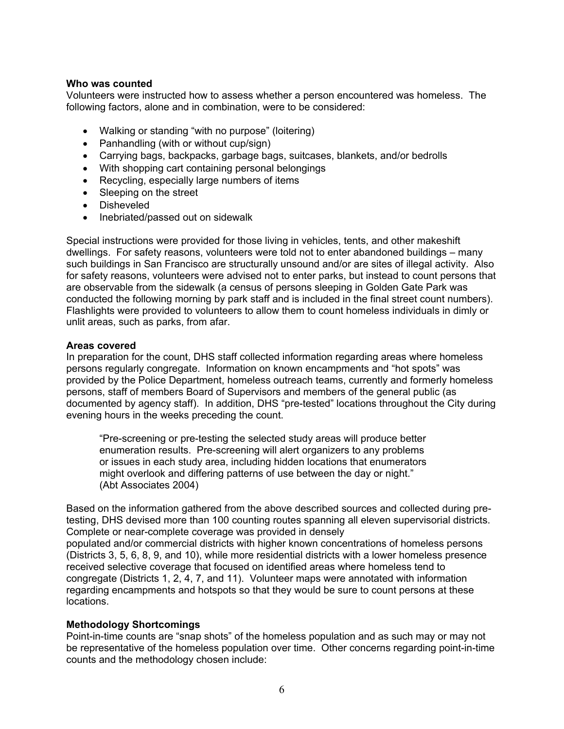**Who was counted**

Volunteers were instructed how to assess whether a person encountered was homeless. The following factors, alone and in combination, were to be considered:

- Walking or standing "with no purpose" (loitering)
- Panhandling (with or without cup/sign)
- Carrying bags, backpacks, garbage bags, suitcases, blankets, and/or bedrolls
- With shopping cart containing personal belongings
- Recycling, especially large numbers of items
- Sleeping on the street
- Disheveled
- Inebriated/passed out on sidewalk

Special instructions were provided for those living in vehicles, tents, and other makeshift dwellings. For safety reasons, volunteers were told not to enter abandoned buildings – many such buildings in San Francisco are structurally unsound and/or are sites of illegal activity. Also for safety reasons, volunteers were advised not to enter parks, but instead to count persons that are observable from the sidewalk (a census of persons sleeping in Golden Gate Park was conducted the following morning by park staff and is included in the final street count numbers). Flashlights were provided to volunteers to allow them to count homeless individuals in dimly or unlit areas, such as parks, from afar.

**Areas covered**

In preparation for the count, DHS staff collected information regarding areas where homeless persons regularly congregate. Information on known encampments and "hot spots" was provided by the Police Department, homeless outreach teams, currently and formerly homeless persons, staff of members Board of Supervisors and members of the general public (as documented by agency staff). In addition, DHS "pre-tested" locations throughout the City during evening hours in the weeks preceding the count.

> "Pre-screening or pre-testing the selected study areas will produce better enumeration results. Pre-screening will alert organizers to any problems or issues in each study area, including hidden locations that enumerators might overlook and differing patterns of use between the day or night." (Abt Associates 2004)

Based on the information gathered from the above described sources and collected during pre-testing, DHS devised more than 100 counting routes spanning all eleven supervisorial districts. Complete or near-complete coverage was provided in densely populated and/or commercial districts with higher known concentrations of homeless persons (Districts 3, 5, 6, 8, 9, and 10), while more residential districts with a lower homeless presence received selective coverage that focused on identified areas where homeless tend to congregate (Districts 1, 2, 4, 7, and 11). Volunteer maps were annotated with information regarding encampments and hotspots so that they would be sure to count persons at these locations.

**Methodology Shortcomings**

Point-in-time counts are "snap shots" of the homeless population and as such may or may not be representative of the homeless population over time. Other concerns regarding point-in-time counts and the methodology chosen include: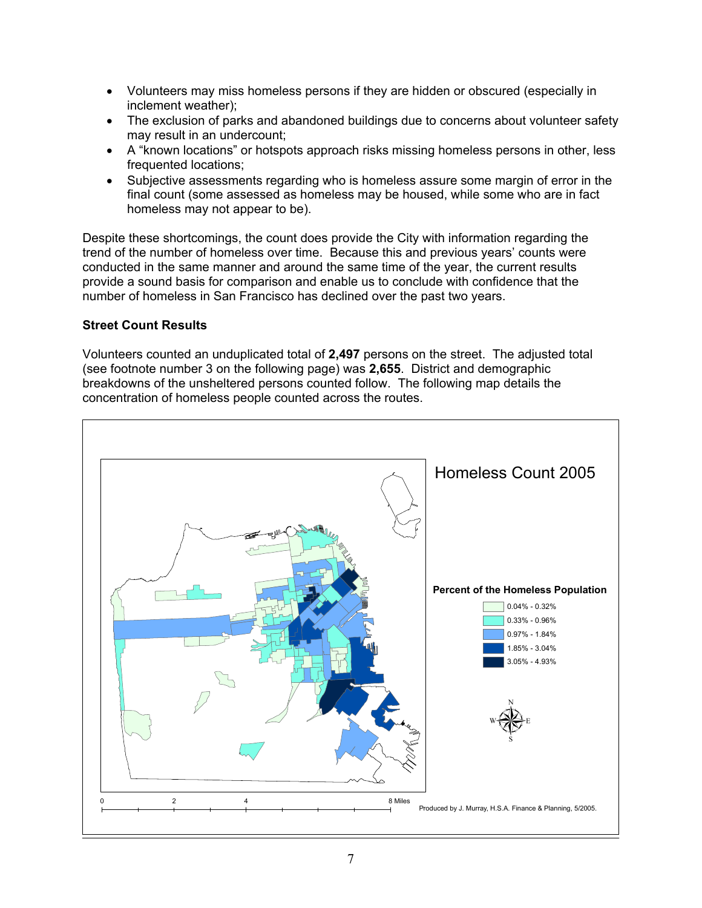- Volunteers may miss homeless persons if they are hidden or obscured (especially in inclement weather);
- The exclusion of parks and abandoned buildings due to concerns about volunteer safety may result in an undercount;
- A "known locations" or hotspots approach risks missing homeless persons in other, less frequented locations;
- Subjective assessments regarding who is homeless assure some margin of error in the final count (some assessed as homeless may be housed, while some who are in fact homeless may not appear to be).

Despite these shortcomings, the count does provide the City with information regarding the trend of the number of homeless over time. Because this and previous years' counts were conducted in the same manner and around the same time of the year, the current results provide a sound basis for comparison and enable us to conclude with confidence that the number of homeless in San Francisco has declined over the past two years.

**Street Count Results**

Volunteers counted an unduplicated total of **2,497** persons on the street. The adjusted total (see footnote number 3 on the following page) was **2,655**. District and demographic breakdowns of the unsheltered persons counted follow. The following map details the concentration of homeless people counted across the routes.

Homeless Count 2005

**Percent of the Homeless Population**

- 0.04% - 0.32%
- 0.33% - 0.96%
- 0.97% - 1.84%
- 1.85% - 3.04%
- 3.05% - 4.93%

0 2 4 8 Miles

Produced by J. Murray, H.S.A. Finance & Planning, 5/2005.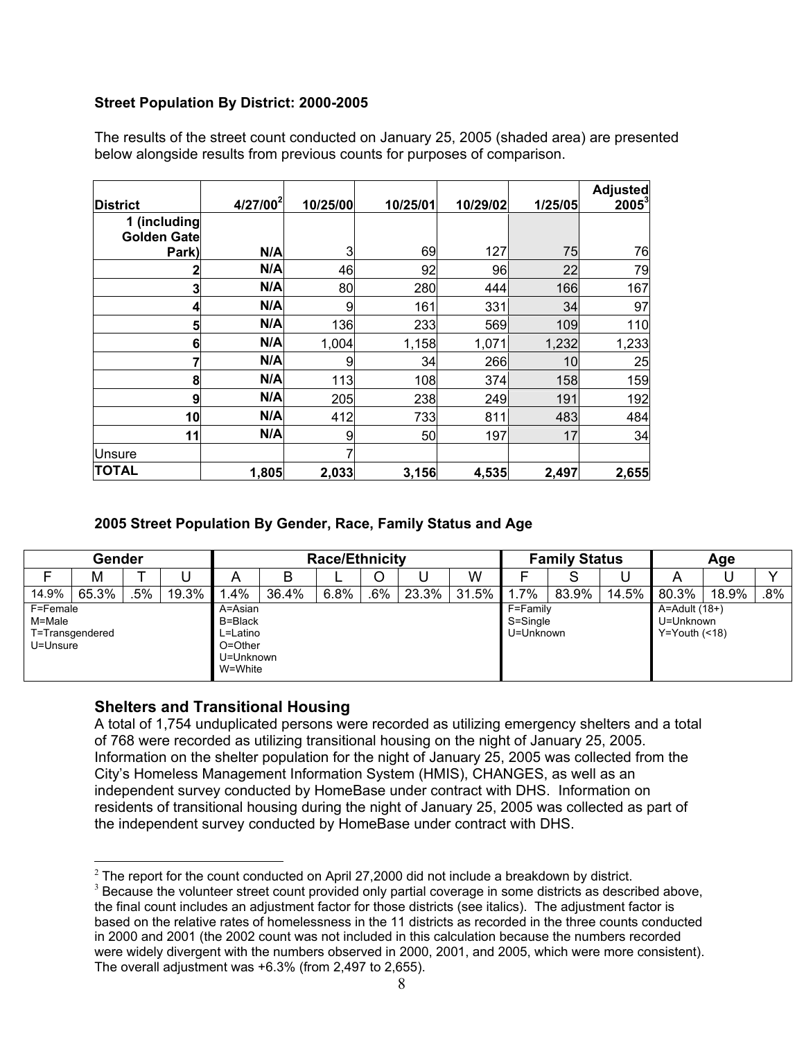**Street Population By District: 2000-2005**

The results of the street count conducted on January 25, 2005 (shaded area) are presented below alongside results from previous counts for purposes of comparison.

| District | 4/27/00[2] | 10/25/00 | 10/25/01 | 10/29/02 | 1/25/05 | Adjusted 2005[3] |
|---|---|---|---|---|---|---|
| 1 (including Golden Gate Park) | N/A | 3 | 69 | 127 | 75 | 76 |
| 2 | N/A | 46 | 92 | 96 | 22 | 79 |
| 3 | N/A | 80 | 280 | 444 | 166 | 167 |
| 4 | N/A | 9 | 161 | 331 | 34 | 97 |
| 5 | N/A | 136 | 233 | 569 | 109 | 110 |
| 6 | N/A | 1,004 | 1,158 | 1,071 | 1,232 | 1,233 |
| 7 | N/A | 9 | 34 | 266 | 10 | 25 |
| 8 | N/A | 113 | 108 | 374 | 158 | 159 |
| 9 | N/A | 205 | 238 | 249 | 191 | 192 |
| 10 | N/A | 412 | 733 | 811 | 483 | 484 |
| 11 | N/A | 9 | 50 | 197 | 17 | 34 |
| Unsure | | 7 | | | | |
| **TOTAL** | **1,805** | **2,033** | **3,156** | **4,535** | **2,497** | **2,655** |

**2005 Street Population By Gender, Race, Family Status and Age**

| Gender | | | | Race/Ethnicity | | | | | | Family Status | | | Age | | |
|---|---|---|---|---|---|---|---|---|---|---|---|---|---|---|---|
| F | M | T | U | A | B | L | O | U | W | F | S | U | A | U | Y |
| 14.9% | 65.3% | .5% | 19.3% | 1.4% | 36.4% | 6.8% | .6% | 23.3% | 31.5% | 1.7% | 83.9% | 14.5% | 80.3% | 18.9% | .8% |
| F=Female<br>M=Male<br>T=Transgendered<br>U=Unsure | | | | A=Asian<br>B=Black<br>L=Latino<br>O=Other<br>U=Unknown<br>W=White | | | | | | F=Family<br>S=Single<br>U=Unknown | | | A=Adult (18+)<br>U=Unknown<br>Y=Youth (<18) | | |

## Shelters and Transitional Housing

A total of 1,754 unduplicated persons were recorded as utilizing emergency shelters and a total of 768 were recorded as utilizing transitional housing on the night of January 25, 2005. Information on the shelter population for the night of January 25, 2005 was collected from the City's Homeless Management Information System (HMIS), CHANGES, as well as an independent survey conducted by HomeBase under contract with DHS. Information on residents of transitional housing during the night of January 25, 2005 was collected as part of the independent survey conducted by HomeBase under contract with DHS.

---

[2] The report for the count conducted on April 27,2000 did not include a breakdown by district.

[3] Because the volunteer street count provided only partial coverage in some districts as described above, the final count includes an adjustment factor for those districts (see italics). The adjustment factor is based on the relative rates of homelessness in the 11 districts as recorded in the three counts conducted in 2000 and 2001 (the 2002 count was not included in this calculation because the numbers recorded were widely divergent with the numbers observed in 2000, 2001, and 2005, which were more consistent). The overall adjustment was +6.3% (from 2,497 to 2,655).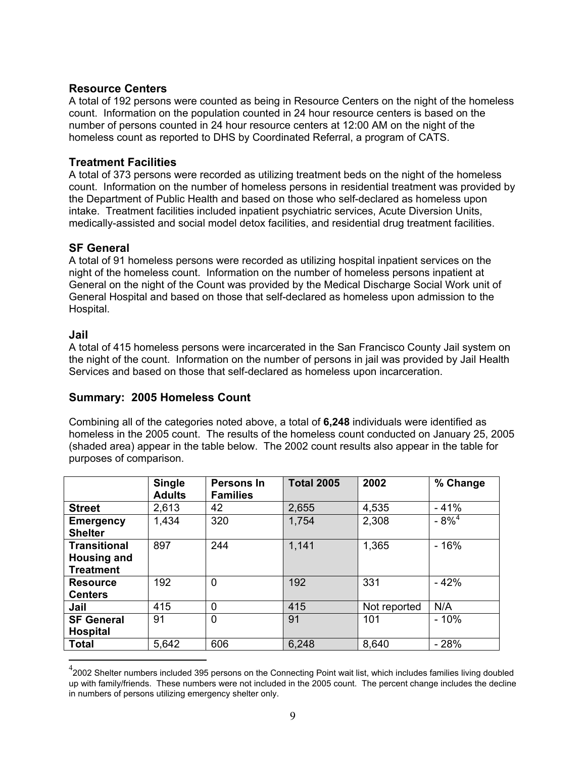### Resource Centers

A total of 192 persons were counted as being in Resource Centers on the night of the homeless count. Information on the population counted in 24 hour resource centers is based on the number of persons counted in 24 hour resource centers at 12:00 AM on the night of the homeless count as reported to DHS by Coordinated Referral, a program of CATS.

### Treatment Facilities

A total of 373 persons were recorded as utilizing treatment beds on the night of the homeless count. Information on the number of homeless persons in residential treatment was provided by the Department of Public Health and based on those who self-declared as homeless upon intake. Treatment facilities included inpatient psychiatric services, Acute Diversion Units, medically-assisted and social model detox facilities, and residential drug treatment facilities.

### SF General

A total of 91 homeless persons were recorded as utilizing hospital inpatient services on the night of the homeless count. Information on the number of homeless persons inpatient at General on the night of the Count was provided by the Medical Discharge Social Work unit of General Hospital and based on those that self-declared as homeless upon admission to the Hospital.

### Jail

A total of 415 homeless persons were incarcerated in the San Francisco County Jail system on the night of the count. Information on the number of persons in jail was provided by Jail Health Services and based on those that self-declared as homeless upon incarceration.

### Summary: 2005 Homeless Count

Combining all of the categories noted above, a total of **6,248** individuals were identified as homeless in the 2005 count. The results of the homeless count conducted on January 25, 2005 (shaded area) appear in the table below. The 2002 count results also appear in the table for purposes of comparison.

| | Single Adults | Persons In Families | Total 2005 | 2002 | % Change |
|---|---|---|---|---|---|
| **Street** | 2,613 | 42 | 2,655 | 4,535 | - 41% |
| **Emergency Shelter** | 1,434 | 320 | 1,754 | 2,308 | - 8%[4] |
| **Transitional Housing and Treatment** | 897 | 244 | 1,141 | 1,365 | - 16% |
| **Resource Centers** | 192 | 0 | 192 | 331 | - 42% |
| **Jail** | 415 | 0 | 415 | Not reported | N/A |
| **SF General Hospital** | 91 | 0 | 91 | 101 | - 10% |
| **Total** | 5,642 | 606 | 6,248 | 8,640 | - 28% |

[4] 2002 Shelter numbers included 395 persons on the Connecting Point wait list, which includes families living doubled up with family/friends. These numbers were not included in the 2005 count. The percent change includes the decline in numbers of persons utilizing emergency shelter only.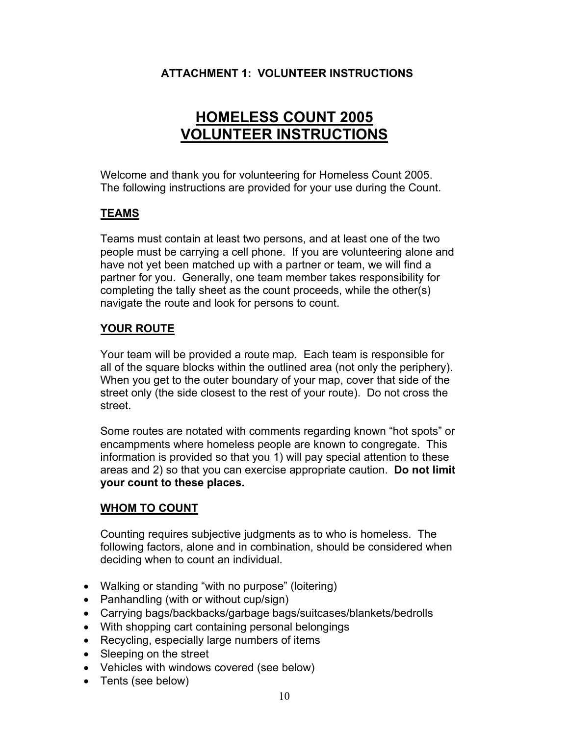**ATTACHMENT 1: VOLUNTEER INSTRUCTIONS**

# HOMELESS COUNT 2005
# VOLUNTEER INSTRUCTIONS

Welcome and thank you for volunteering for Homeless Count 2005. The following instructions are provided for your use during the Count.

## TEAMS

Teams must contain at least two persons, and at least one of the two people must be carrying a cell phone. If you are volunteering alone and have not yet been matched up with a partner or team, we will find a partner for you. Generally, one team member takes responsibility for completing the tally sheet as the count proceeds, while the other(s) navigate the route and look for persons to count.

## YOUR ROUTE

Your team will be provided a route map. Each team is responsible for all of the square blocks within the outlined area (not only the periphery). When you get to the outer boundary of your map, cover that side of the street only (the side closest to the rest of your route). Do not cross the street.

Some routes are notated with comments regarding known "hot spots" or encampments where homeless people are known to congregate. This information is provided so that you 1) will pay special attention to these areas and 2) so that you can exercise appropriate caution. **Do not limit your count to these places.**

## WHOM TO COUNT

Counting requires subjective judgments as to who is homeless. The following factors, alone and in combination, should be considered when deciding when to count an individual.

- Walking or standing "with no purpose" (loitering)
- Panhandling (with or without cup/sign)
- Carrying bags/backbacks/garbage bags/suitcases/blankets/bedrolls
- With shopping cart containing personal belongings
- Recycling, especially large numbers of items
- Sleeping on the street
- Vehicles with windows covered (see below)
- Tents (see below)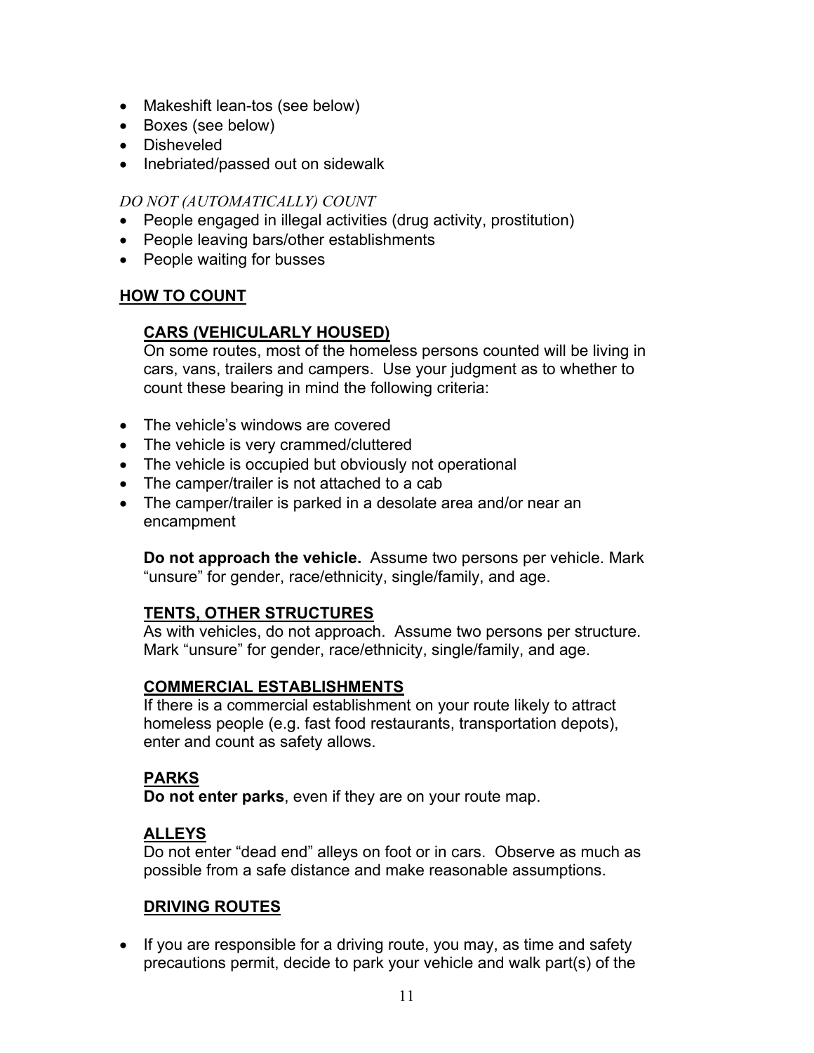- Makeshift lean-tos (see below)
- Boxes (see below)
- Disheveled
- Inebriated/passed out on sidewalk

*DO NOT (AUTOMATICALLY) COUNT*

- People engaged in illegal activities (drug activity, prostitution)
- People leaving bars/other establishments
- People waiting for busses

## **HOW TO COUNT**

### **CARS (VEHICULARLY HOUSED)**

On some routes, most of the homeless persons counted will be living in cars, vans, trailers and campers. Use your judgment as to whether to count these bearing in mind the following criteria:

- The vehicle's windows are covered
- The vehicle is very crammed/cluttered
- The vehicle is occupied but obviously not operational
- The camper/trailer is not attached to a cab
- The camper/trailer is parked in a desolate area and/or near an encampment

**Do not approach the vehicle.** Assume two persons per vehicle. Mark "unsure" for gender, race/ethnicity, single/family, and age.

### **TENTS, OTHER STRUCTURES**

As with vehicles, do not approach. Assume two persons per structure. Mark "unsure" for gender, race/ethnicity, single/family, and age.

### **COMMERCIAL ESTABLISHMENTS**

If there is a commercial establishment on your route likely to attract homeless people (e.g. fast food restaurants, transportation depots), enter and count as safety allows.

### **PARKS**

**Do not enter parks**, even if they are on your route map.

### **ALLEYS**

Do not enter "dead end" alleys on foot or in cars. Observe as much as possible from a safe distance and make reasonable assumptions.

### **DRIVING ROUTES**

- If you are responsible for a driving route, you may, as time and safety precautions permit, decide to park your vehicle and walk part(s) of the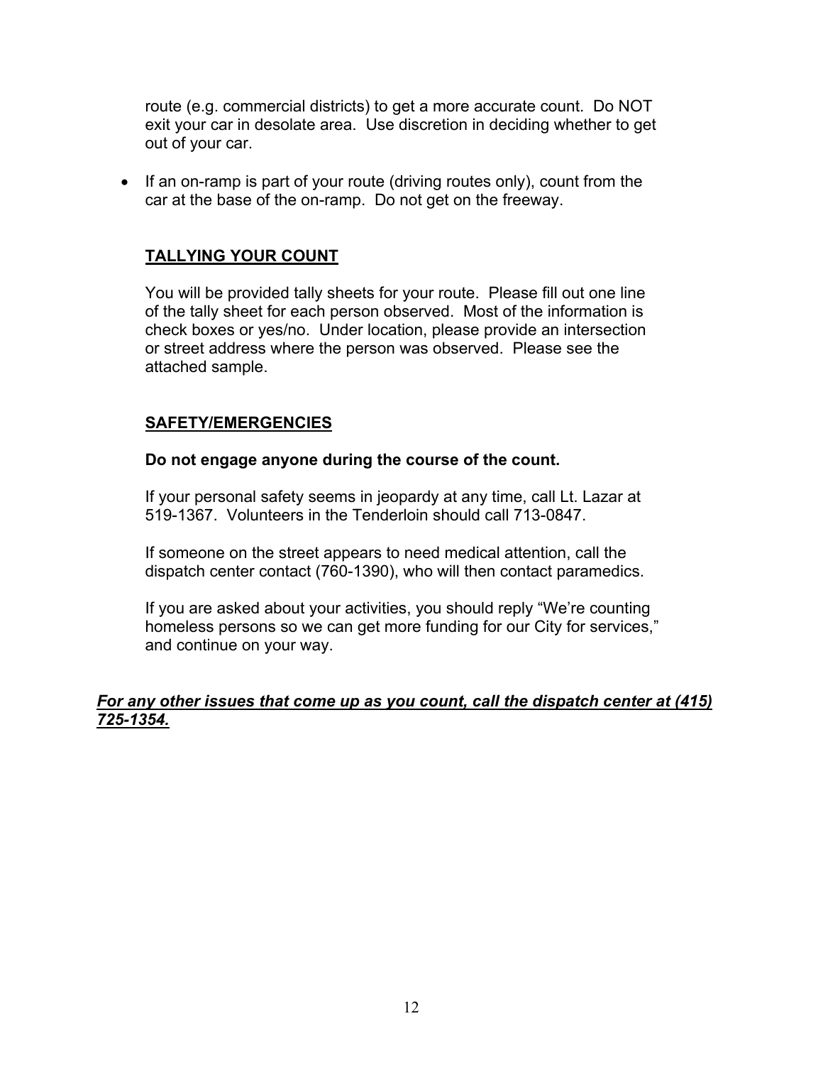route (e.g. commercial districts) to get a more accurate count. Do NOT exit your car in desolate area. Use discretion in deciding whether to get out of your car.

- If an on-ramp is part of your route (driving routes only), count from the car at the base of the on-ramp. Do not get on the freeway.

## TALLYING YOUR COUNT

You will be provided tally sheets for your route. Please fill out one line of the tally sheet for each person observed. Most of the information is check boxes or yes/no. Under location, please provide an intersection or street address where the person was observed. Please see the attached sample.

## SAFETY/EMERGENCIES

**Do not engage anyone during the course of the count.**

If your personal safety seems in jeopardy at any time, call Lt. Lazar at 519-1367. Volunteers in the Tenderloin should call 713-0847.

If someone on the street appears to need medical attention, call the dispatch center contact (760-1390), who will then contact paramedics.

If you are asked about your activities, you should reply "We're counting homeless persons so we can get more funding for our City for services," and continue on your way.

***For any other issues that come up as you count, call the dispatch center at (415) 725-1354.***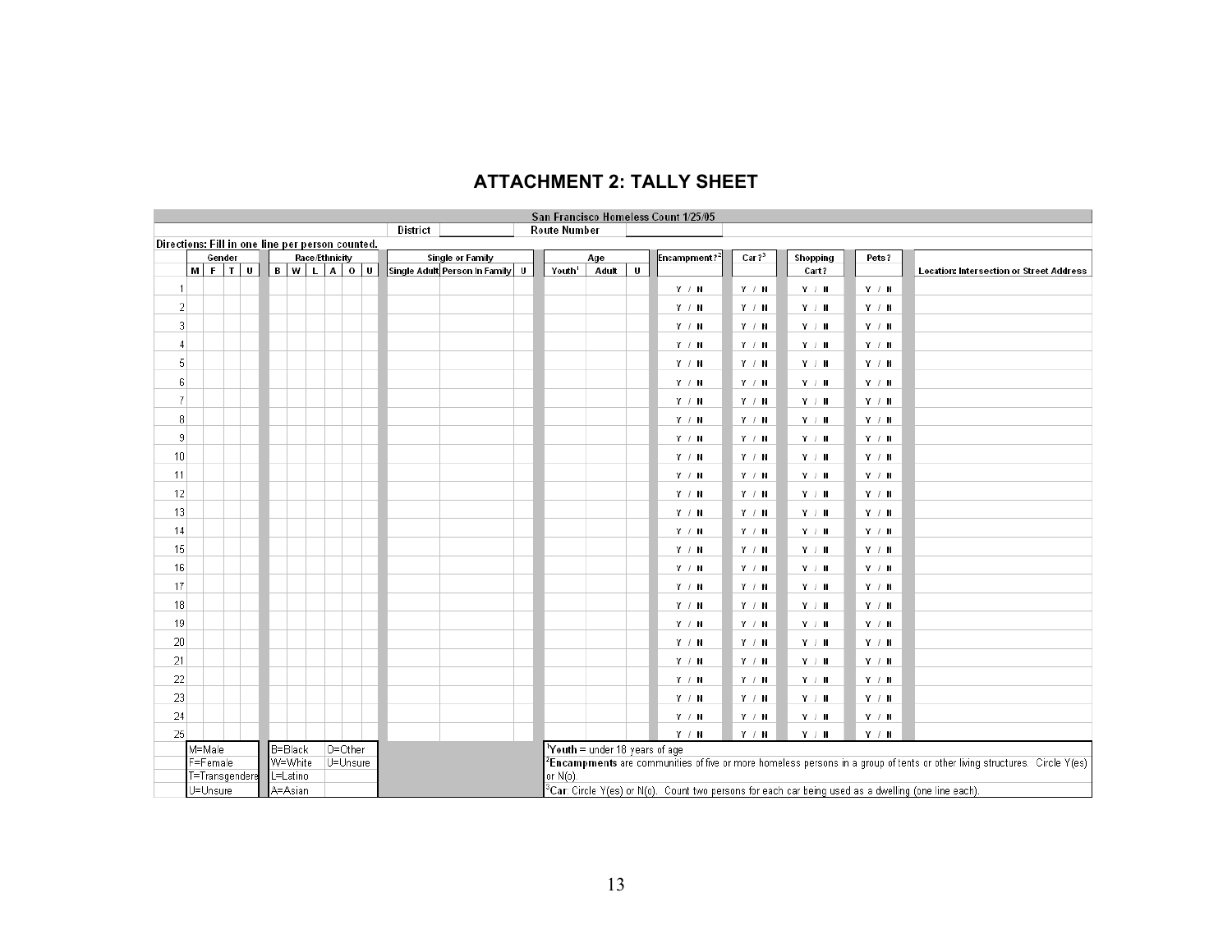## ATTACHMENT 2: TALLY SHEET

San Francisco Homeless Count 1/25/05

District ____________ Route Number ____________

Directions: Fill in one line per person counted.

| | Gender | | | | Race/Ethnicity | | | | | | Single or Family | | | Age | | | Encampment?[2] | Car?[3] | Shopping Cart? | Pets? | Location: Intersection or Street Address |
|---|---|---|---|---|---|---|---|---|---|---|---|---|---|---|---|---|---|---|---|---|---|
| | M | F | T | U | B | W | L | A | O | U | Single Adult | Person in Family | U | Youth[1] | Adult | U | | | | | |
| 1 | | | | | | | | | | | | | | | | | Y / N | Y / N | Y / N | Y / N | |
| 2 | | | | | | | | | | | | | | | | | Y / N | Y / N | Y / N | Y / N | |
| 3 | | | | | | | | | | | | | | | | | Y / N | Y / N | Y / N | Y / N | |
| 4 | | | | | | | | | | | | | | | | | Y / N | Y / N | Y / N | Y / N | |
| 5 | | | | | | | | | | | | | | | | | Y / N | Y / N | Y / N | Y / N | |
| 6 | | | | | | | | | | | | | | | | | Y / N | Y / N | Y / N | Y / N | |
| 7 | | | | | | | | | | | | | | | | | Y / N | Y / N | Y / N | Y / N | |
| 8 | | | | | | | | | | | | | | | | | Y / N | Y / N | Y / N | Y / N | |
| 9 | | | | | | | | | | | | | | | | | Y / N | Y / N | Y / N | Y / N | |
| 10 | | | | | | | | | | | | | | | | | Y / N | Y / N | Y / N | Y / N | |
| 11 | | | | | | | | | | | | | | | | | Y / N | Y / N | Y / N | Y / N | |
| 12 | | | | | | | | | | | | | | | | | Y / N | Y / N | Y / N | Y / N | |
| 13 | | | | | | | | | | | | | | | | | Y / N | Y / N | Y / N | Y / N | |
| 14 | | | | | | | | | | | | | | | | | Y / N | Y / N | Y / N | Y / N | |
| 15 | | | | | | | | | | | | | | | | | Y / N | Y / N | Y / N | Y / N | |
| 16 | | | | | | | | | | | | | | | | | Y / N | Y / N | Y / N | Y / N | |
| 17 | | | | | | | | | | | | | | | | | Y / N | Y / N | Y / N | Y / N | |
| 18 | | | | | | | | | | | | | | | | | Y / N | Y / N | Y / N | Y / N | |
| 19 | | | | | | | | | | | | | | | | | Y / N | Y / N | Y / N | Y / N | |
| 20 | | | | | | | | | | | | | | | | | Y / N | Y / N | Y / N | Y / N | |
| 21 | | | | | | | | | | | | | | | | | Y / N | Y / N | Y / N | Y / N | |
| 22 | | | | | | | | | | | | | | | | | Y / N | Y / N | Y / N | Y / N | |
| 23 | | | | | | | | | | | | | | | | | Y / N | Y / N | Y / N | Y / N | |
| 24 | | | | | | | | | | | | | | | | | Y / N | Y / N | Y / N | Y / N | |
| 25 | | | | | | | | | | | | | | | | | Y / N | Y / N | Y / N | Y / N | |

M=Male
F=Female
T=Transgendere
U=Unsure

B=Black
W=White
L=Latino
A=Asian
O=Other
U=Unsure

[1]**Youth** = under 18 years of age

[2]**Encampments** are communities of five or more homeless persons in a group of tents or other living structures. Circle Y(es) or N(o).

[3]**Car**: Circle Y(es) or N(o). Count two persons for each car being used as a dwelling (one line each).